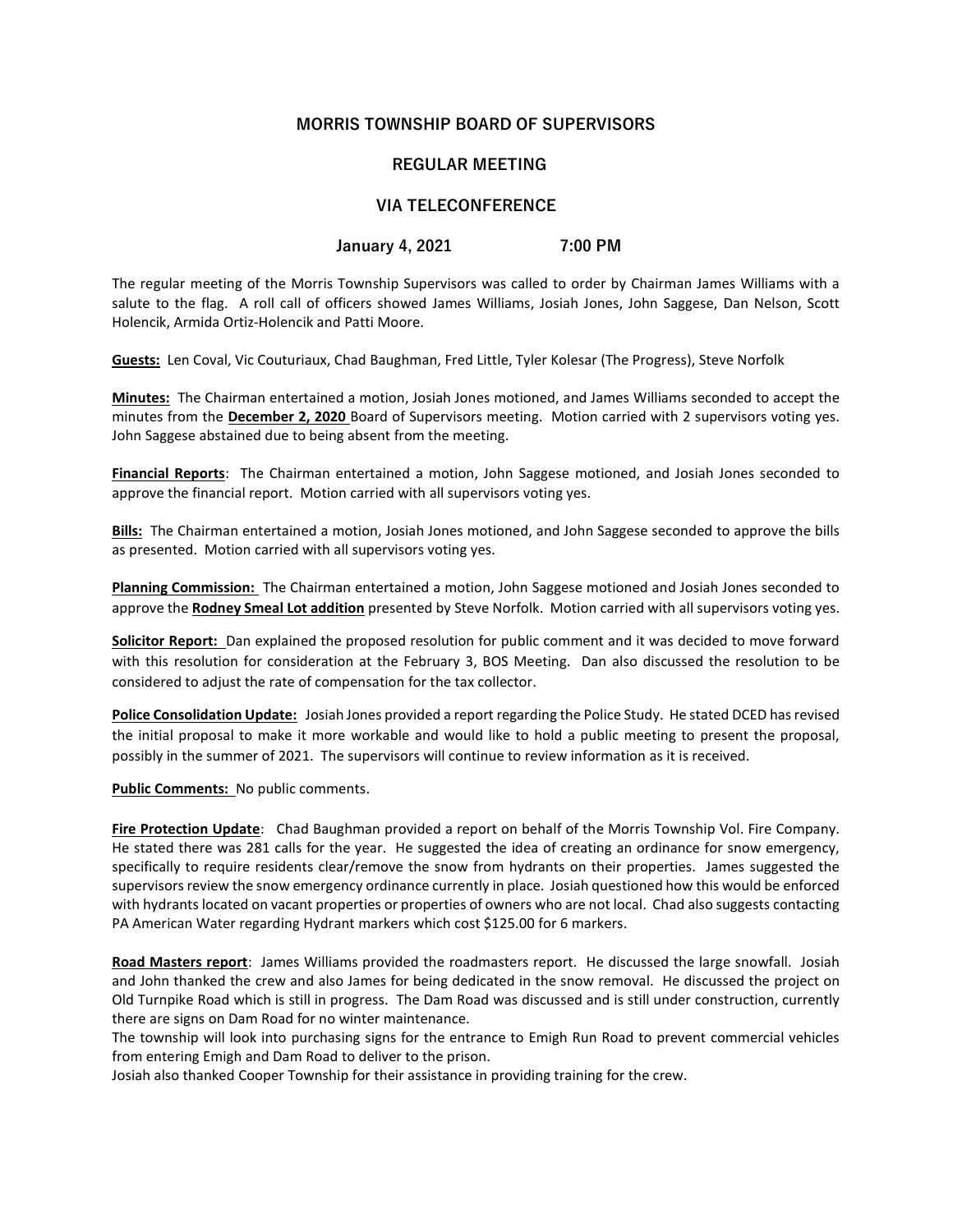# MORRIS TOWNSHIP BOARD OF SUPERVISORS

## REGULAR MEETING

## VIA TELECONFERENCE

**January 4, 2021 7:00 PM**

The regular meeting of the Morris Township Supervisors was called to order by Chairman James Williams with a salute to the flag. A roll call of officers showed James Williams, Josiah Jones, John Saggese, Dan Nelson, Scott Holencik, Armida Ortiz-Holencik and Patti Moore.

**Guests:** Len Coval, Vic Couturiaux, Chad Baughman, Fred Little, Tyler Kolesar (The Progress), Steve Norfolk

**Minutes:** The Chairman entertained a motion, Josiah Jones motioned, and James Williams seconded to accept the minutes from the **December 2, 2020** Board of Supervisors meeting. Motion carried with 2 supervisors voting yes. John Saggese abstained due to being absent from the meeting.

**Financial Reports**: The Chairman entertained a motion, John Saggese motioned, and Josiah Jones seconded to approve the financial report. Motion carried with all supervisors voting yes.

**Bills:** The Chairman entertained a motion, Josiah Jones motioned, and John Saggese seconded to approve the bills as presented. Motion carried with all supervisors voting yes.

**Planning Commission:** The Chairman entertained a motion, John Saggese motioned and Josiah Jones seconded to approve the **Rodney Smeal Lot addition** presented by Steve Norfolk. Motion carried with all supervisors voting yes.

**Solicitor Report:** Dan explained the proposed resolution for public comment and it was decided to move forward with this resolution for consideration at the February 3, BOS Meeting. Dan also discussed the resolution to be considered to adjust the rate of compensation for the tax collector.

**Police Consolidation Update:** Josiah Jones provided a report regarding the Police Study. He stated DCED has revised the initial proposal to make it more workable and would like to hold a public meeting to present the proposal, possibly in the summer of 2021. The supervisors will continue to review information as it is received.

**Public Comments:** No public comments.

**Fire Protection Update**: Chad Baughman provided a report on behalf of the Morris Township Vol. Fire Company. He stated there was 281 calls for the year. He suggested the idea of creating an ordinance for snow emergency, specifically to require residents clear/remove the snow from hydrants on their properties. James suggested the supervisors review the snow emergency ordinance currently in place. Josiah questioned how this would be enforced with hydrants located on vacant properties or properties of owners who are not local. Chad also suggests contacting PA American Water regarding Hydrant markers which cost $125.00 for 6 markers.

**Road Masters report**: James Williams provided the roadmasters report. He discussed the large snowfall. Josiah and John thanked the crew and also James for being dedicated in the snow removal. He discussed the project on Old Turnpike Road which is still in progress. The Dam Road was discussed and is still under construction, currently there are signs on Dam Road for no winter maintenance.
The township will look into purchasing signs for the entrance to Emigh Run Road to prevent commercial vehicles from entering Emigh and Dam Road to deliver to the prison.
Josiah also thanked Cooper Township for their assistance in providing training for the crew.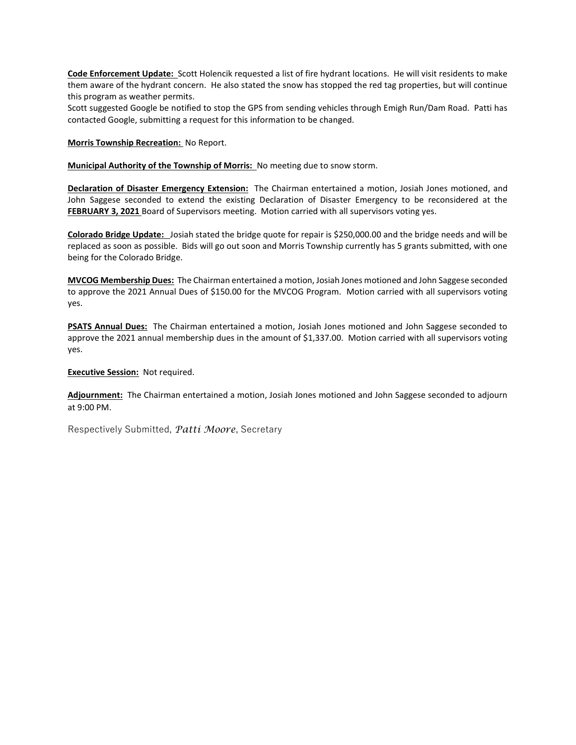**Code Enforcement Update:** Scott Holencik requested a list of fire hydrant locations. He will visit residents to make them aware of the hydrant concern. He also stated the snow has stopped the red tag properties, but will continue this program as weather permits.
Scott suggested Google be notified to stop the GPS from sending vehicles through Emigh Run/Dam Road. Patti has contacted Google, submitting a request for this information to be changed.

**Morris Township Recreation:** No Report.

**Municipal Authority of the Township of Morris:** No meeting due to snow storm.

**Declaration of Disaster Emergency Extension:** The Chairman entertained a motion, Josiah Jones motioned, and John Saggese seconded to extend the existing Declaration of Disaster Emergency to be reconsidered at the **FEBRUARY 3, 2021** Board of Supervisors meeting. Motion carried with all supervisors voting yes.

**Colorado Bridge Update:** Josiah stated the bridge quote for repair is $250,000.00 and the bridge needs and will be replaced as soon as possible. Bids will go out soon and Morris Township currently has 5 grants submitted, with one being for the Colorado Bridge.

**MVCOG Membership Dues:** The Chairman entertained a motion, Josiah Jones motioned and John Saggese seconded to approve the 2021 Annual Dues of $150.00 for the MVCOG Program. Motion carried with all supervisors voting yes.

**PSATS Annual Dues:** The Chairman entertained a motion, Josiah Jones motioned and John Saggese seconded to approve the 2021 annual membership dues in the amount of $1,337.00. Motion carried with all supervisors voting yes.

**Executive Session:** Not required.

**Adjournment:** The Chairman entertained a motion, Josiah Jones motioned and John Saggese seconded to adjourn at 9:00 PM.

Respectively Submitted, *Patti Moore*, Secretary